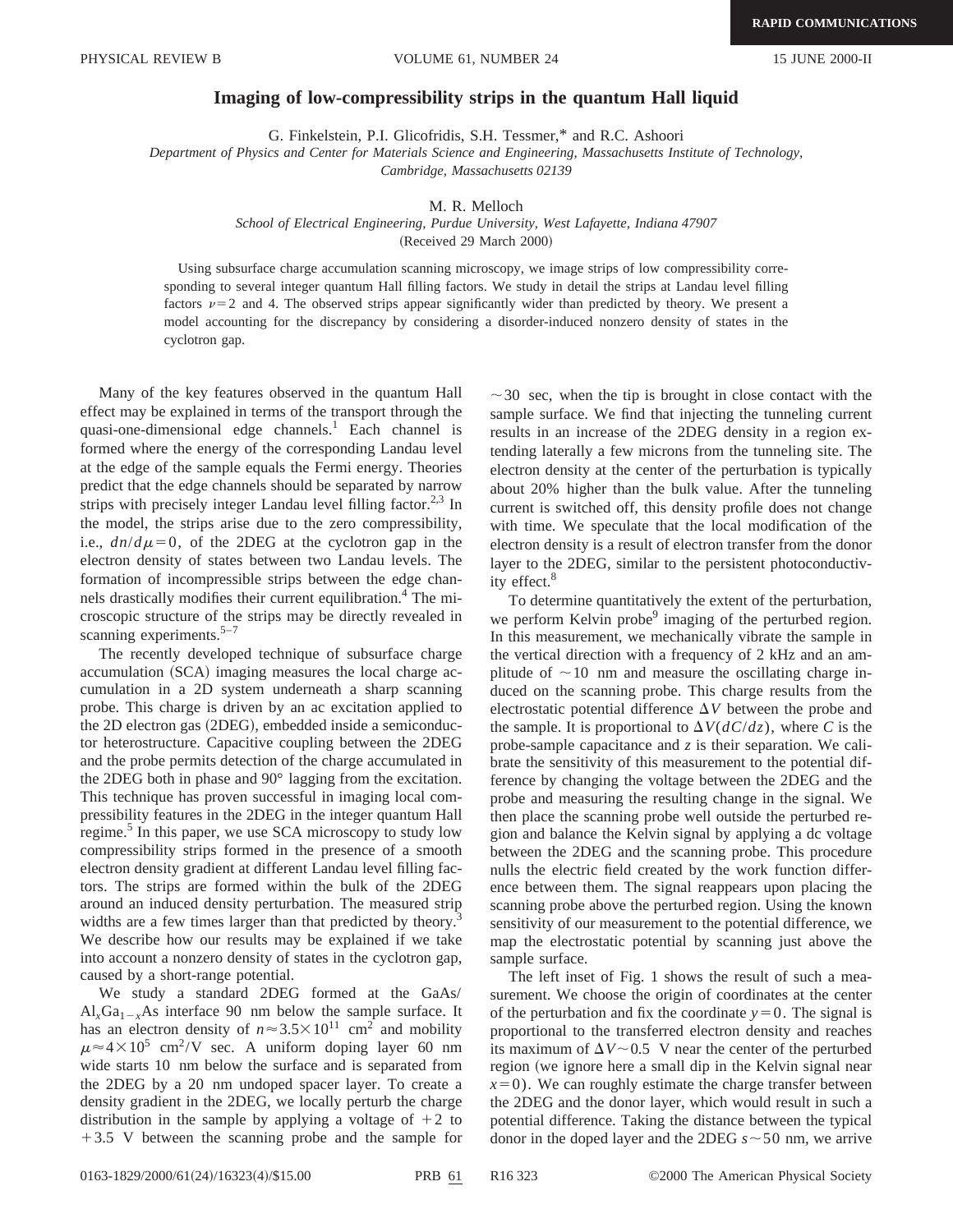**RAPID COMMUNICATIONS**

# Imaging of low-compressibility strips in the quantum Hall liquid

G. Finkelstein, P.I. Glicofridis, S.H. Tessmer,* and R.C. Ashoori

*Department of Physics and Center for Materials Science and Engineering, Massachusetts Institute of Technology, Cambridge, Massachusetts 02139*

M. R. Melloch

*School of Electrical Engineering, Purdue University, West Lafayette, Indiana 47907*

(Received 29 March 2000)

Using subsurface charge accumulation scanning microscopy, we image strips of low compressibility corresponding to several integer quantum Hall filling factors. We study in detail the strips at Landau level filling factors $\nu=2$ and 4. The observed strips appear significantly wider than predicted by theory. We present a model accounting for the discrepancy by considering a disorder-induced nonzero density of states in the cyclotron gap.

Many of the key features observed in the quantum Hall effect may be explained in terms of the transport through the quasi-one-dimensional edge channels.[1] Each channel is formed where the energy of the corresponding Landau level at the edge of the sample equals the Fermi energy. Theories predict that the edge channels should be separated by narrow strips with precisely integer Landau level filling factor.[2,3] In the model, the strips arise due to the zero compressibility, i.e., $dn/d\mu=0$, of the 2DEG at the cyclotron gap in the electron density of states between two Landau levels. The formation of incompressible strips between the edge channels drastically modifies their current equilibration.[4] The microscopic structure of the strips may be directly revealed in scanning experiments.[5–7]

The recently developed technique of subsurface charge accumulation (SCA) imaging measures the local charge accumulation in a 2D system underneath a sharp scanning probe. This charge is driven by an ac excitation applied to the 2D electron gas (2DEG), embedded inside a semiconductor heterostructure. Capacitive coupling between the 2DEG and the probe permits detection of the charge accumulated in the 2DEG both in phase and 90° lagging from the excitation. This technique has proven successful in imaging local compressibility features in the 2DEG in the integer quantum Hall regime.[5] In this paper, we use SCA microscopy to study low compressibility strips formed in the presence of a smooth electron density gradient at different Landau level filling factors. The strips are formed within the bulk of the 2DEG around an induced density perturbation. The measured strip widths are a few times larger than that predicted by theory.[3] We describe how our results may be explained if we take into account a nonzero density of states in the cyclotron gap, caused by a short-range potential.

We study a standard 2DEG formed at the GaAs/$\mathrm{Al}_x\mathrm{Ga}_{1-x}\mathrm{As}$ interface 90 nm below the sample surface. It has an electron density of $n\approx3.5\times10^{11}$ cm$^2$ and mobility $\mu\approx4\times10^{5}$ cm$^2$/V sec. A uniform doping layer 60 nm wide starts 10 nm below the surface and is separated from the 2DEG by a 20 nm undoped spacer layer. To create a density gradient in the 2DEG, we locally perturb the charge distribution in the sample by applying a voltage of $+2$ to $+3.5$ V between the scanning probe and the sample for $\sim30$ sec, when the tip is brought in close contact with the sample surface. We find that injecting the tunneling current results in an increase of the 2DEG density in a region extending laterally a few microns from the tunneling site. The electron density at the center of the perturbation is typically about 20% higher than the bulk value. After the tunneling current is switched off, this density profile does not change with time. We speculate that the local modification of the electron density is a result of electron transfer from the donor layer to the 2DEG, similar to the persistent photoconductivity effect.[8]

To determine quantitatively the extent of the perturbation, we perform Kelvin probe[9] imaging of the perturbed region. In this measurement, we mechanically vibrate the sample in the vertical direction with a frequency of 2 kHz and an amplitude of $\sim10$ nm and measure the oscillating charge induced on the scanning probe. This charge results from the electrostatic potential difference $\Delta V$ between the probe and the sample. It is proportional to $\Delta V(dC/dz)$, where $C$ is the probe-sample capacitance and $z$ is their separation. We calibrate the sensitivity of this measurement to the potential difference by changing the voltage between the 2DEG and the probe and measuring the resulting change in the signal. We then place the scanning probe well outside the perturbed region and balance the Kelvin signal by applying a dc voltage between the 2DEG and the scanning probe. This procedure nulls the electric field created by the work function difference between them. The signal reappears upon placing the scanning probe above the perturbed region. Using the known sensitivity of our measurement to the potential difference, we map the electrostatic potential by scanning just above the sample surface.

The left inset of Fig. 1 shows the result of such a measurement. We choose the origin of coordinates at the center of the perturbation and fix the coordinate $y=0$. The signal is proportional to the transferred electron density and reaches its maximum of $\Delta V\sim0.5$ V near the center of the perturbed region (we ignore here a small dip in the Kelvin signal near $x=0$). We can roughly estimate the charge transfer between the 2DEG and the donor layer, which would result in such a potential difference. Taking the distance between the typical donor in the doped layer and the 2DEG $s\sim50$ nm, we arrive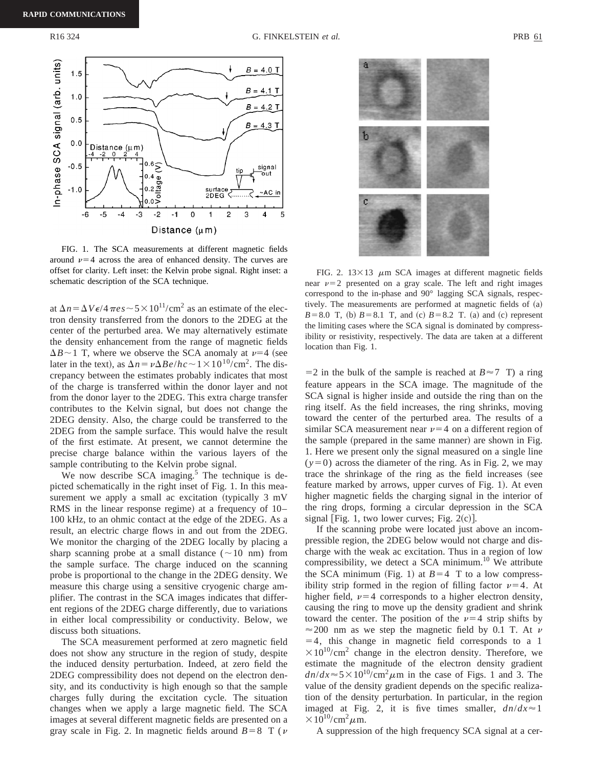FIG. 1. The SCA measurements at different magnetic fields around $\nu=4$ across the area of enhanced density. The curves are offset for clarity. Left inset: the Kelvin probe signal. Right inset: a schematic description of the SCA technique.

FIG. 2. $13\times13$ $\mu$m SCA images at different magnetic fields near $\nu=2$ presented on a gray scale. The left and right images correspond to the in-phase and 90° lagging SCA signals, respectively. The measurements are performed at magnetic fields of (a) $B=8.0$ T, (b) $B=8.1$ T, and (c) $B=8.2$ T. (a) and (c) represent the limiting cases where the SCA signal is dominated by compressibility or resistivity, respectively. The data are taken at a different location than Fig. 1.

at $\Delta n = \Delta V\epsilon/4\pi es \sim 5\times10^{11}/\text{cm}^2$ as an estimate of the electron density transferred from the donors to the 2DEG at the center of the perturbed area. We may alternatively estimate the density enhancement from the range of magnetic fields $\Delta B \sim 1$ T, where we observe the SCA anomaly at $\nu=4$ (see later in the text), as $\Delta n = \nu\Delta Be/hc \sim 1\times10^{10}/\text{cm}^2$. The discrepancy between the estimates probably indicates that most of the charge is transferred within the donor layer and not from the donor layer to the 2DEG. This extra charge transfer contributes to the Kelvin signal, but does not change the 2DEG density. Also, the charge could be transferred to the 2DEG from the sample surface. This would halve the result of the first estimate. At present, we cannot determine the precise charge balance within the various layers of the sample contributing to the Kelvin probe signal.

We now describe SCA imaging.[5] The technique is depicted schematically in the right inset of Fig. 1. In this measurement we apply a small ac excitation (typically 3 mV RMS in the linear response regime) at a frequency of 10–100 kHz, to an ohmic contact at the edge of the 2DEG. As a result, an electric charge flows in and out from the 2DEG. We monitor the charging of the 2DEG locally by placing a sharp scanning probe at a small distance ($\sim$10 nm) from the sample surface. The charge induced on the scanning probe is proportional to the change in the 2DEG density. We measure this charge using a sensitive cryogenic charge amplifier. The contrast in the SCA images indicates that different regions of the 2DEG charge differently, due to variations in either local compressibility or conductivity. Below, we discuss both situations.

The SCA measurement performed at zero magnetic field does not show any structure in the region of study, despite the induced density perturbation. Indeed, at zero field the 2DEG compressibility does not depend on the electron density, and its conductivity is high enough so that the sample charges fully during the excitation cycle. The situation changes when we apply a large magnetic field. The SCA images at several different magnetic fields are presented on a gray scale in Fig. 2. In magnetic fields around $B=8$ T ($\nu=2$ in the bulk of the sample is reached at $B\approx7$ T) a ring feature appears in the SCA image. The magnitude of the SCA signal is higher inside and outside the ring than on the ring itself. As the field increases, the ring shrinks, moving toward the center of the perturbed area. The results of a similar SCA measurement near $\nu=4$ on a different region of the sample (prepared in the same manner) are shown in Fig. 1. Here we present only the signal measured on a single line ($y=0$) across the diameter of the ring. As in Fig. 2, we may trace the shrinkage of the ring as the field increases (see feature marked by arrows, upper curves of Fig. 1). At even higher magnetic fields the charging signal in the interior of the ring drops, forming a circular depression in the SCA signal [Fig. 1, two lower curves; Fig. 2(c)].

If the scanning probe were located just above an incompressible region, the 2DEG below would not charge and discharge with the weak ac excitation. Thus in a region of low compressibility, we detect a SCA minimum.[10] We attribute the SCA minimum (Fig. 1) at $B=4$ T to a low compressibility strip formed in the region of filling factor $\nu=4$. At higher field, $\nu=4$ corresponds to a higher electron density, causing the ring to move up the density gradient and shrink toward the center. The position of the $\nu=4$ strip shifts by $\approx200$ nm as we step the magnetic field by 0.1 T. At $\nu=4$, this change in magnetic field corresponds to a $1\times10^{10}/\text{cm}^2$ change in the electron density. Therefore, we estimate the magnitude of the electron density gradient $dn/dx \approx 5\times10^{10}/\text{cm}^2\mu\text{m}$ in the case of Figs. 1 and 3. The value of the density gradient depends on the specific realization of the density perturbation. In particular, in the region imaged at Fig. 2, it is five times smaller, $dn/dx \approx 1\times10^{10}/\text{cm}^2\mu\text{m}$.

A suppression of the high frequency SCA signal at a cer-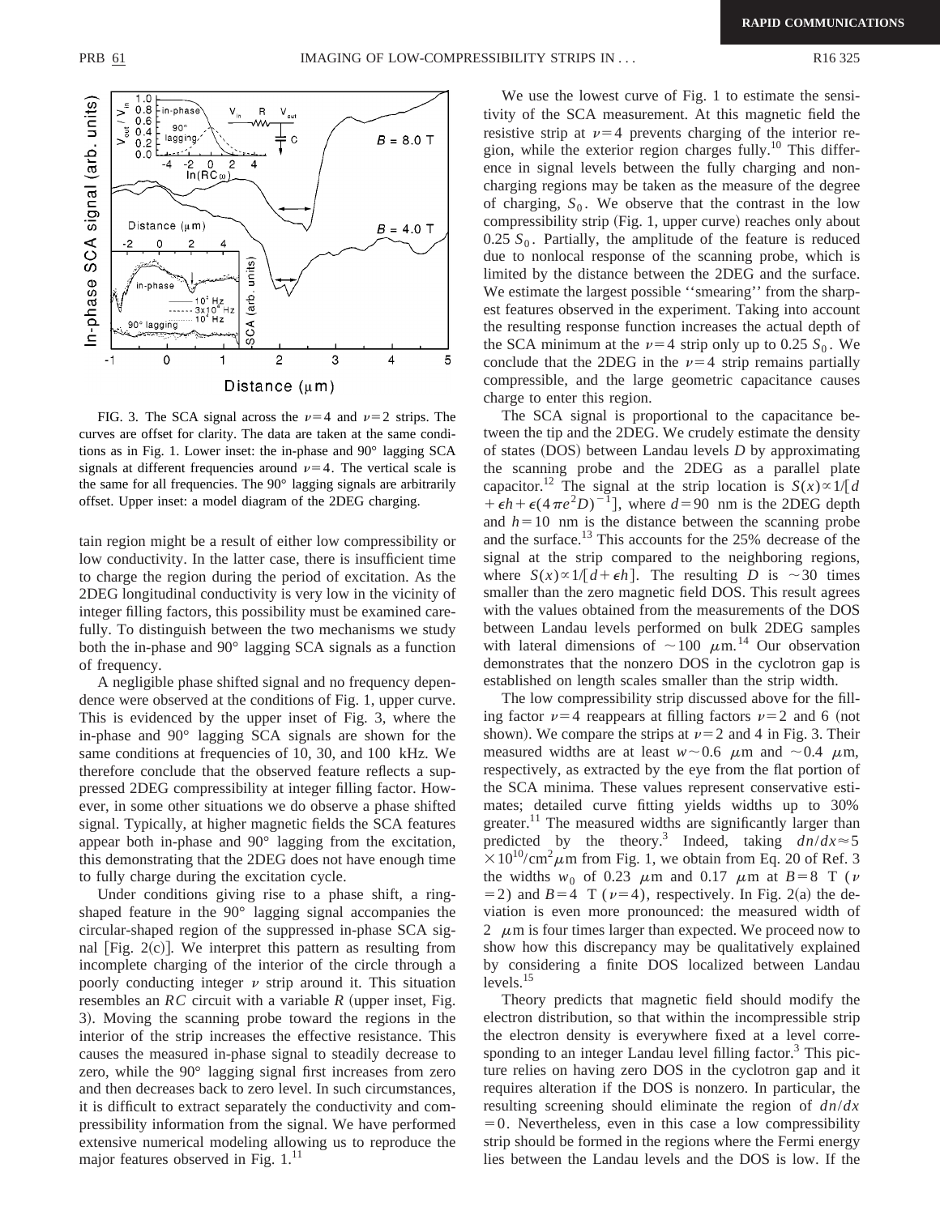FIG. 3. The SCA signal across the $\nu=4$ and $\nu=2$ strips. The curves are offset for clarity. The data are taken at the same conditions as in Fig. 1. Lower inset: the in-phase and 90° lagging SCA signals at different frequencies around $\nu=4$. The vertical scale is the same for all frequencies. The 90° lagging signals are arbitrarily offset. Upper inset: a model diagram of the 2DEG charging.

tain region might be a result of either low compressibility or low conductivity. In the latter case, there is insufficient time to charge the region during the period of excitation. As the 2DEG longitudinal conductivity is very low in the vicinity of integer filling factors, this possibility must be examined carefully. To distinguish between the two mechanisms we study both the in-phase and 90° lagging SCA signals as a function of frequency.

A negligible phase shifted signal and no frequency dependence were observed at the conditions of Fig. 1, upper curve. This is evidenced by the upper inset of Fig. 3, where the in-phase and 90° lagging SCA signals are shown for the same conditions at frequencies of 10, 30, and 100 kHz. We therefore conclude that the observed feature reflects a suppressed 2DEG compressibility at integer filling factor. However, in some other situations we do observe a phase shifted signal. Typically, at higher magnetic fields the SCA features appear both in-phase and 90° lagging from the excitation, this demonstrating that the 2DEG does not have enough time to fully charge during the excitation cycle.

Under conditions giving rise to a phase shift, a ring-shaped feature in the 90° lagging signal accompanies the circular-shaped region of the suppressed in-phase SCA signal [Fig. 2(c)]. We interpret this pattern as resulting from incomplete charging of the interior of the circle through a poorly conducting integer $\nu$ strip around it. This situation resembles an $RC$ circuit with a variable $R$ (upper inset, Fig. 3). Moving the scanning probe toward the regions in the interior of the strip increases the effective resistance. This causes the measured in-phase signal to steadily decrease to zero, while the 90° lagging signal first increases from zero and then decreases back to zero level. In such circumstances, it is difficult to extract separately the conductivity and compressibility information from the signal. We have performed extensive numerical modeling allowing us to reproduce the major features observed in Fig. 1.[11]

We use the lowest curve of Fig. 1 to estimate the sensitivity of the SCA measurement. At this magnetic field the resistive strip at $\nu=4$ prevents charging of the interior region, while the exterior region charges fully.[10] This difference in signal levels between the fully charging and non-charging regions may be taken as the measure of the degree of charging, $S_0$. We observe that the contrast in the low compressibility strip (Fig. 1, upper curve) reaches only about $0.25\,S_0$. Partially, the amplitude of the feature is reduced due to nonlocal response of the scanning probe, which is limited by the distance between the 2DEG and the surface. We estimate the largest possible "smearing" from the sharpest features observed in the experiment. Taking into account the resulting response function increases the actual depth of the SCA minimum at the $\nu=4$ strip only up to $0.25\,S_0$. We conclude that the 2DEG in the $\nu=4$ strip remains partially compressible, and the large geometric capacitance causes charge to enter this region.

The SCA signal is proportional to the capacitance between the tip and the 2DEG. We crudely estimate the density of states (DOS) between Landau levels $D$ by approximating the scanning probe and the 2DEG as a parallel plate capacitor.[12] The signal at the strip location is $S(x)\propto 1/[d+\epsilon h+\epsilon(4\pi e^2 D)^{-1}]$, where $d=90$ nm is the 2DEG depth and $h=10$ nm is the distance between the scanning probe and the surface.[13] This accounts for the 25% decrease of the signal at the strip compared to the neighboring regions, where $S(x)\propto 1/[d+\epsilon h]$. The resulting $D$ is $\sim 30$ times smaller than the zero magnetic field DOS. This result agrees with the values obtained from the measurements of the DOS between Landau levels performed on bulk 2DEG samples with lateral dimensions of $\sim 100\ \mu$m.[14] Our observation demonstrates that the nonzero DOS in the cyclotron gap is established on length scales smaller than the strip width.

The low compressibility strip discussed above for the filling factor $\nu=4$ reappears at filling factors $\nu=2$ and 6 (not shown). We compare the strips at $\nu=2$ and 4 in Fig. 3. Their measured widths are at least $w\sim 0.6\ \mu$m and $\sim 0.4\ \mu$m, respectively, as extracted by the eye from the flat portion of the SCA minima. These values represent conservative estimates; detailed curve fitting yields widths up to 30% greater.[11] The measured widths are significantly larger than predicted by the theory.[3] Indeed, taking $dn/dx\approx 5\times 10^{10}/\mathrm{cm}^2\mu\mathrm{m}$ from Fig. 1, we obtain from Eq. 20 of Ref. 3 the widths $w_0$ of 0.23 $\mu$m and 0.17 $\mu$m at $B=8$ T ($\nu=2$) and $B=4$ T ($\nu=4$), respectively. In Fig. 2(a) the deviation is even more pronounced: the measured width of 2 $\mu$m is four times larger than expected. We proceed now to show how this discrepancy may be qualitatively explained by considering a finite DOS localized between Landau levels.[15]

Theory predicts that magnetic field should modify the electron distribution, so that within the incompressible strip the electron density is everywhere fixed at a level corresponding to an integer Landau level filling factor.[3] This picture relies on having zero DOS in the cyclotron gap and it requires alteration if the DOS is nonzero. In particular, the resulting screening should eliminate the region of $dn/dx=0$. Nevertheless, even in this case a low compressibility strip should be formed in the regions where the Fermi energy lies between the Landau levels and the DOS is low. If the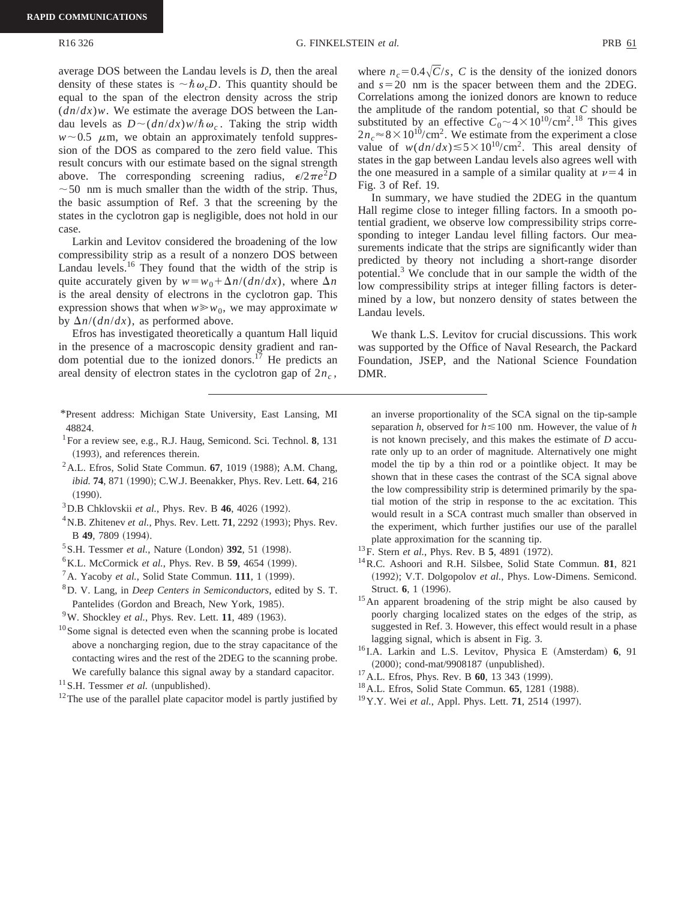average DOS between the Landau levels is $D$, then the areal density of these states is $\sim \hbar\omega_c D$. This quantity should be equal to the span of the electron density across the strip $(dn/dx)w$. We estimate the average DOS between the Landau levels as $D \sim (dn/dx)w/\hbar\omega_c$. Taking the strip width $w \sim 0.5\ \mu$m, we obtain an approximately tenfold suppression of the DOS as compared to the zero field value. This result concurs with our estimate based on the signal strength above. The corresponding screening radius, $\epsilon/2\pi e^2 D \sim 50$ nm is much smaller than the width of the strip. Thus, the basic assumption of Ref. 3 that the screening by the states in the cyclotron gap is negligible, does not hold in our case.

Larkin and Levitov considered the broadening of the low compressibility strip as a result of a nonzero DOS between Landau levels.[16] They found that the width of the strip is quite accurately given by $w = w_0 + \Delta n/(dn/dx)$, where $\Delta n$ is the areal density of electrons in the cyclotron gap. This expression shows that when $w \gg w_0$, we may approximate $w$ by $\Delta n/(dn/dx)$, as performed above.

Efros has investigated theoretically a quantum Hall liquid in the presence of a macroscopic density gradient and random potential due to the ionized donors.[17] He predicts an areal density of electron states in the cyclotron gap of $2n_c$, where $n_c = 0.4\sqrt{C}/s$, $C$ is the density of the ionized donors and $s = 20$ nm is the spacer between them and the 2DEG. Correlations among the ionized donors are known to reduce the amplitude of the random potential, so that $C$ should be substituted by an effective $C_0 \sim 4\times10^{10}/\mathrm{cm}^2$.[18] This gives $2n_c \approx 8\times10^{10}/\mathrm{cm}^2$. We estimate from the experiment a close value of $w(dn/dx) \lesssim 5\times10^{10}/\mathrm{cm}^2$. This areal density of states in the gap between Landau levels also agrees well with the one measured in a sample of a similar quality at $\nu = 4$ in Fig. 3 of Ref. 19.

In summary, we have studied the 2DEG in the quantum Hall regime close to integer filling factors. In a smooth potential gradient, we observe low compressibility strips corresponding to integer Landau level filling factors. Our measurements indicate that the strips are significantly wider than predicted by theory not including a short-range disorder potential.[3] We conclude that in our sample the width of the low compressibility strips at integer filling factors is determined by a low, but nonzero density of states between the Landau levels.

We thank L.S. Levitov for crucial discussions. This work was supported by the Office of Naval Research, the Packard Foundation, JSEP, and the National Science Foundation DMR.

---

*Present address: Michigan State University, East Lansing, MI 48824.

[1] For a review see, e.g., R.J. Haug, Semicond. Sci. Technol. **8**, 131 (1993), and references therein.

[2] A.L. Efros, Solid State Commun. **67**, 1019 (1988); A.M. Chang, *ibid.* **74**, 871 (1990); C.W.J. Beenakker, Phys. Rev. Lett. **64**, 216 (1990).

[3] D.B Chklovskii *et al.*, Phys. Rev. B **46**, 4026 (1992).

[4] N.B. Zhitenev *et al.*, Phys. Rev. Lett. **71**, 2292 (1993); Phys. Rev. B **49**, 7809 (1994).

[5] S.H. Tessmer *et al.*, Nature (London) **392**, 51 (1998).

[6] K.L. McCormick *et al.*, Phys. Rev. B **59**, 4654 (1999).

[7] A. Yacoby *et al.*, Solid State Commun. **111**, 1 (1999).

[8] D. V. Lang, in *Deep Centers in Semiconductors*, edited by S. T. Pantelides (Gordon and Breach, New York, 1985).

[9] W. Shockley *et al.*, Phys. Rev. Lett. **11**, 489 (1963).

[10] Some signal is detected even when the scanning probe is located above a noncharging region, due to the stray capacitance of the contacting wires and the rest of the 2DEG to the scanning probe. We carefully balance this signal away by a standard capacitor.

[11] S.H. Tessmer *et al.* (unpublished).

[12] The use of the parallel plate capacitor model is partly justified by an inverse proportionality of the SCA signal on the tip-sample separation $h$, observed for $h \lesssim 100$ nm. However, the value of $h$ is not known precisely, and this makes the estimate of $D$ accurate only up to an order of magnitude. Alternatively one might model the tip by a thin rod or a pointlike object. It may be shown that in these cases the contrast of the SCA signal above the low compressibility strip is determined primarily by the spatial motion of the strip in response to the ac excitation. This would result in a SCA contrast much smaller than observed in the experiment, which further justifies our use of the parallel plate approximation for the scanning tip.

[13] F. Stern *et al.*, Phys. Rev. B **5**, 4891 (1972).

[14] R.C. Ashoori and R.H. Silsbee, Solid State Commun. **81**, 821 (1992); V.T. Dolgopolov *et al.*, Phys. Low-Dimens. Semicond. Struct. **6**, 1 (1996).

[15] An apparent broadening of the strip might be also caused by poorly charging localized states on the edges of the strip, as suggested in Ref. 3. However, this effect would result in a phase lagging signal, which is absent in Fig. 3.

[16] I.A. Larkin and L.S. Levitov, Physica E (Amsterdam) **6**, 91 (2000); cond-mat/9908187 (unpublished).

[17] A.L. Efros, Phys. Rev. B **60**, 13 343 (1999).

[18] A.L. Efros, Solid State Commun. **65**, 1281 (1988).

[19] Y.Y. Wei *et al.*, Appl. Phys. Lett. **71**, 2514 (1997).